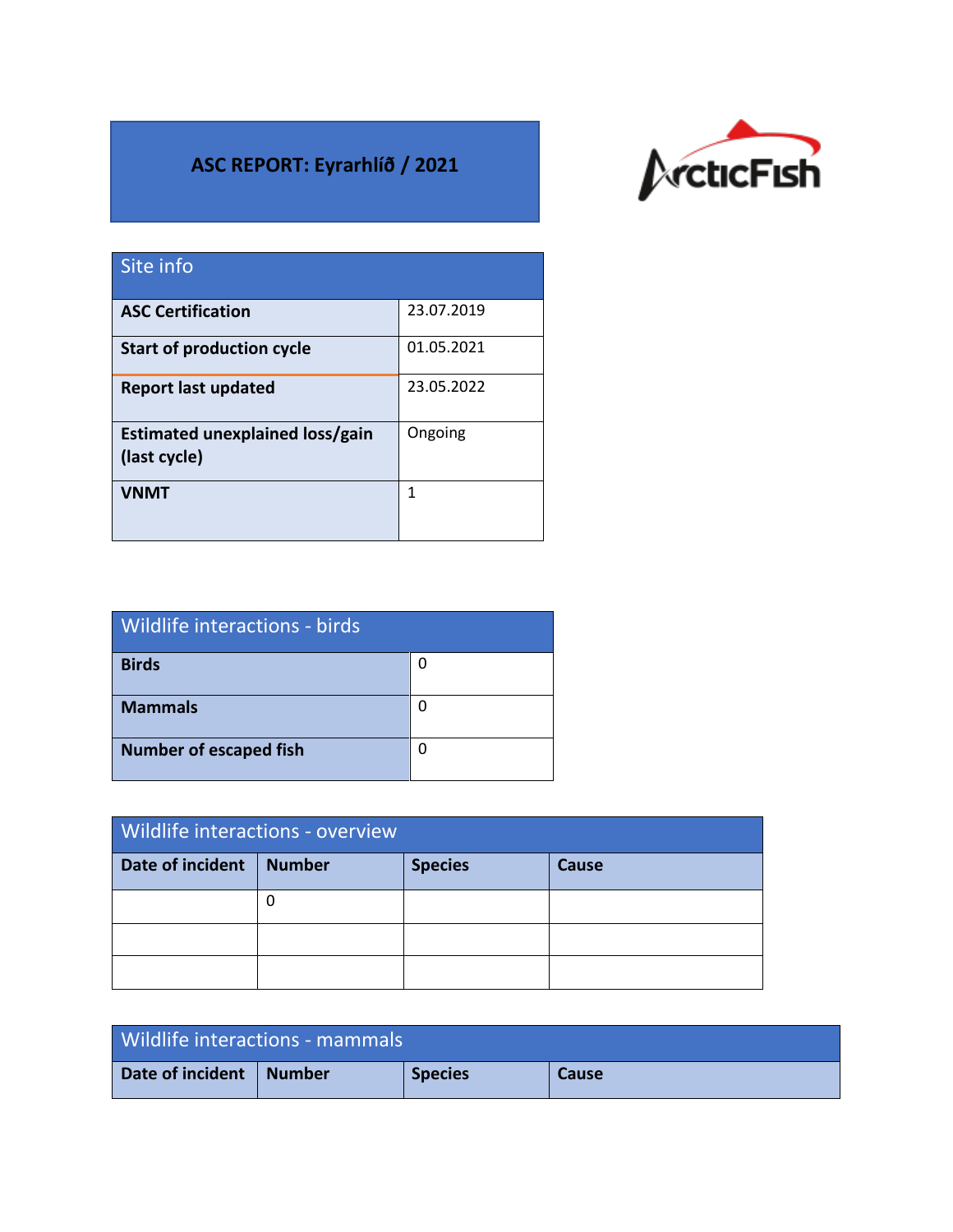# ASC REPORT: Eyrarhlíð / 2021

ArcticFish

| Site info | |
|---|---|
| **ASC Certification** | 23.07.2019 |
| **Start of production cycle** | 01.05.2021 |
| **Report last updated** | 23.05.2022 |
| **Estimated unexplained loss/gain (last cycle)** | Ongoing |
| **VNMT** | 1 |

| Wildlife interactions - birds | |
|---|---|
| **Birds** | 0 |
| **Mammals** | 0 |
| **Number of escaped fish** | 0 |

| Wildlife interactions - overview | | | |
|---|---|---|---|
| **Date of incident** | **Number** | **Species** | **Cause** |
| | 0 | | |
| | | | |
| | | | |

| Wildlife interactions - mammals | | | |
|---|---|---|---|
| **Date of incident** | **Number** | **Species** | **Cause** |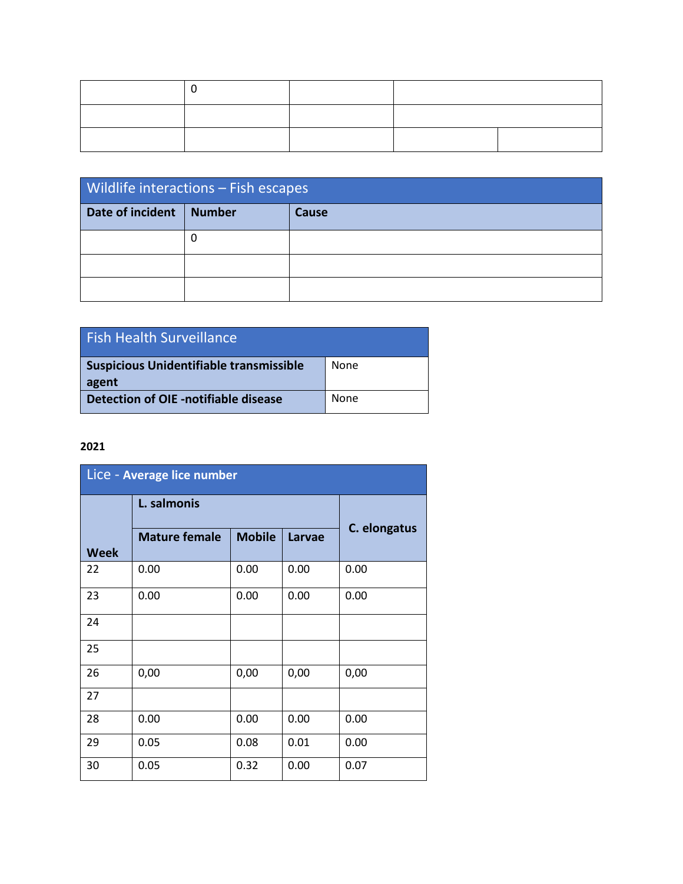|  | 0 |  |  |  |
|---|---|---|---|---|
|  |  |  |  |  |
|  |  |  |  |  |

| Wildlife interactions – Fish escapes | | |
|---|---|---|
| **Date of incident** | **Number** | **Cause** |
|  | 0 |  |
|  |  |  |
|  |  |  |

| Fish Health Surveillance | |
|---|---|
| **Suspicious Unidentifiable transmissible agent** | None |
| **Detection of OIE -notifiable disease** | None |

**2021**

| Lice - **Average lice number** | | | | |
|---|---|---|---|---|
| **Week** | **L. salmonis** | | | **C. elongatus** |
| | **Mature female** | **Mobile** | **Larvae** | |
| 22 | 0.00 | 0.00 | 0.00 | 0.00 |
| 23 | 0.00 | 0.00 | 0.00 | 0.00 |
| 24 |  |  |  |  |
| 25 |  |  |  |  |
| 26 | 0,00 | 0,00 | 0,00 | 0,00 |
| 27 |  |  |  |  |
| 28 | 0.00 | 0.00 | 0.00 | 0.00 |
| 29 | 0.05 | 0.08 | 0.01 | 0.00 |
| 30 | 0.05 | 0.32 | 0.00 | 0.07 |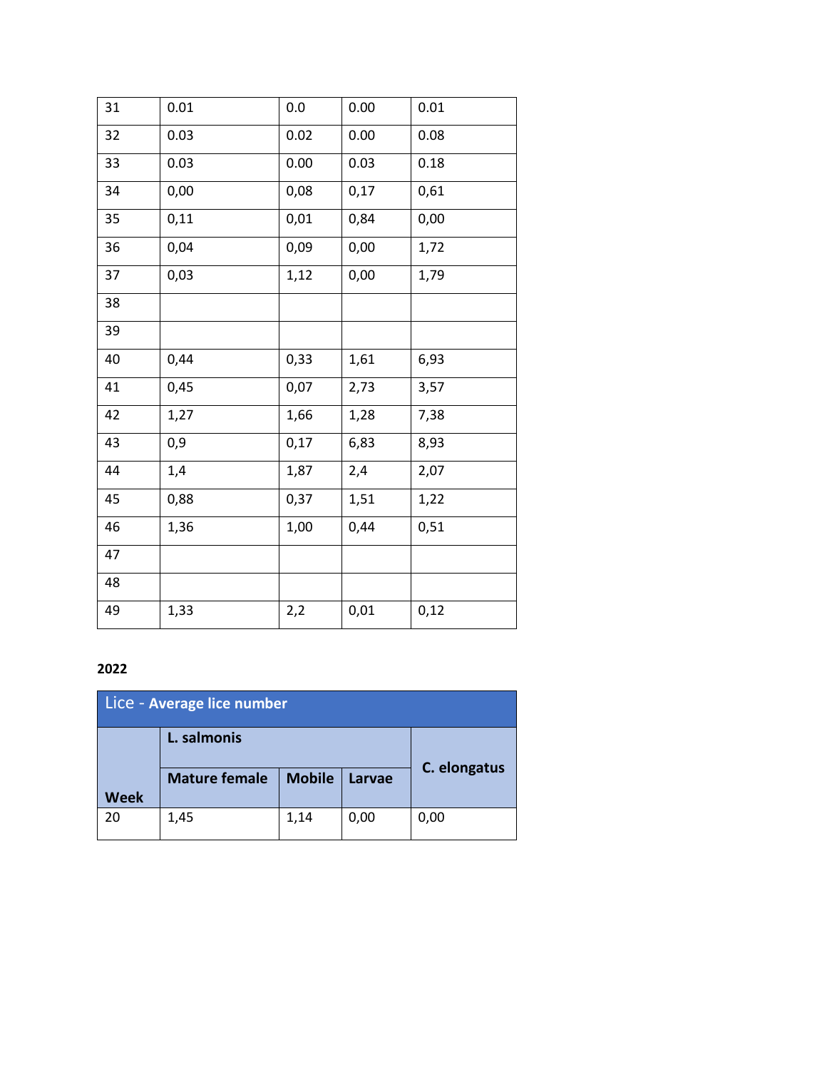| | | | | |
|---|---|---|---|---|
| 31 | 0.01 | 0.0 | 0.00 | 0.01 |
| 32 | 0.03 | 0.02 | 0.00 | 0.08 |
| 33 | 0.03 | 0.00 | 0.03 | 0.18 |
| 34 | 0,00 | 0,08 | 0,17 | 0,61 |
| 35 | 0,11 | 0,01 | 0,84 | 0,00 |
| 36 | 0,04 | 0,09 | 0,00 | 1,72 |
| 37 | 0,03 | 1,12 | 0,00 | 1,79 |
| 38 | | | | |
| 39 | | | | |
| 40 | 0,44 | 0,33 | 1,61 | 6,93 |
| 41 | 0,45 | 0,07 | 2,73 | 3,57 |
| 42 | 1,27 | 1,66 | 1,28 | 7,38 |
| 43 | 0,9 | 0,17 | 6,83 | 8,93 |
| 44 | 1,4 | 1,87 | 2,4 | 2,07 |
| 45 | 0,88 | 0,37 | 1,51 | 1,22 |
| 46 | 1,36 | 1,00 | 0,44 | 0,51 |
| 47 | | | | |
| 48 | | | | |
| 49 | 1,33 | 2,2 | 0,01 | 0,12 |

**2022**

| Lice - **Average lice number** | | | | |
|---|---|---|---|---|
| | **L. salmonis** | | | **C. elongatus** |
| **Week** | **Mature female** | **Mobile** | **Larvae** | |
| 20 | 1,45 | 1,14 | 0,00 | 0,00 |